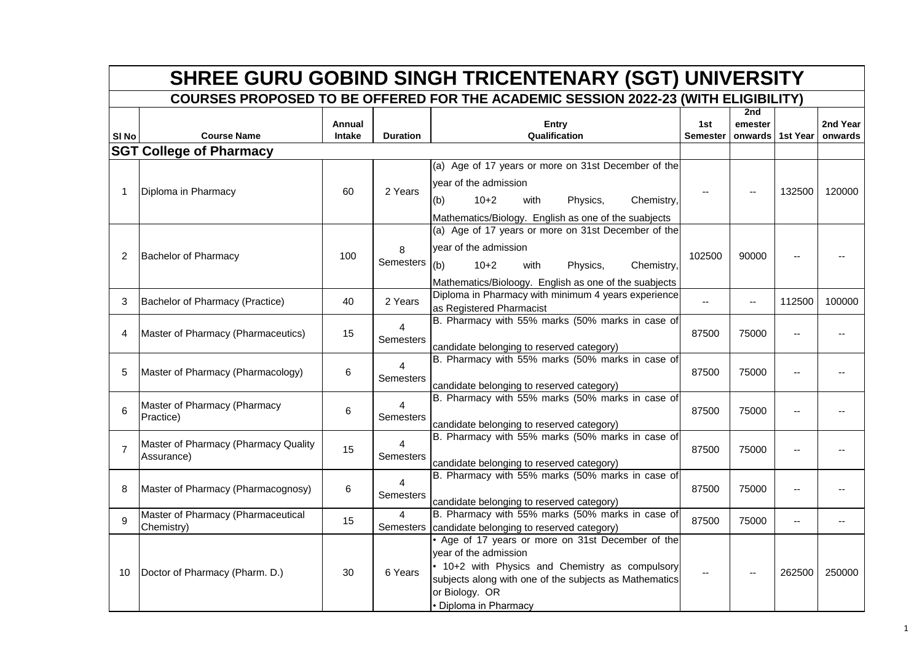# SHREE GURU GOBIND SINGH TRICENTENARY (SGT) UNIVERSITY

## COURSES PROPOSED TO BE OFFERED FOR THE ACADEMIC SESSION 2022-23 (WITH ELIGIBILITY)

| Sl No | Course Name | Annual Intake | Duration | Entry Qualification | 1st Semester | 2nd emester onwards | 1st Year | 2nd Year onwards |
|---|---|---|---|---|---|---|---|---|
| **SGT College of Pharmacy** | | | | | | | | |
| 1 | Diploma in Pharmacy | 60 | 2 Years | (a) Age of 17 years or more on 31st December of the year of the admission (b) 10+2 with Physics, Chemistry, Mathematics/Biology. English as one of the suabjects | -- | -- | 132500 | 120000 |
| 2 | Bachelor of Pharmacy | 100 | 8 Semesters | (a) Age of 17 years or more on 31st December of the year of the admission (b) 10+2 with Physics, Chemistry, Mathematics/Bioloogy. English as one of the suabjects | 102500 | 90000 | -- | -- |
| 3 | Bachelor of Pharmacy (Practice) | 40 | 2 Years | Diploma in Pharmacy with minimum 4 years experience as Registered Pharmacist | -- | -- | 112500 | 100000 |
| 4 | Master of Pharmacy (Pharmaceutics) | 15 | 4 Semesters | B. Pharmacy with 55% marks (50% marks in case of candidate belonging to reserved category) | 87500 | 75000 | -- | -- |
| 5 | Master of Pharmacy (Pharmacology) | 6 | 4 Semesters | B. Pharmacy with 55% marks (50% marks in case of candidate belonging to reserved category) | 87500 | 75000 | -- | -- |
| 6 | Master of Pharmacy (Pharmacy Practice) | 6 | 4 Semesters | B. Pharmacy with 55% marks (50% marks in case of candidate belonging to reserved category) | 87500 | 75000 | -- | -- |
| 7 | Master of Pharmacy (Pharmacy Quality Assurance) | 15 | 4 Semesters | B. Pharmacy with 55% marks (50% marks in case of candidate belonging to reserved category) | 87500 | 75000 | -- | -- |
| 8 | Master of Pharmacy (Pharmacognosy) | 6 | 4 Semesters | B. Pharmacy with 55% marks (50% marks in case of candidate belonging to reserved category) | 87500 | 75000 | -- | -- |
| 9 | Master of Pharmacy (Pharmaceutical Chemistry) | 15 | 4 Semesters | B. Pharmacy with 55% marks (50% marks in case of candidate belonging to reserved category) | 87500 | 75000 | -- | -- |
| 10 | Doctor of Pharmacy (Pharm. D.) | 30 | 6 Years | • Age of 17 years or more on 31st December of the year of the admission • 10+2 with Physics and Chemistry as compulsory subjects along with one of the subjects as Mathematics or Biology. OR • Diploma in Pharmacy | -- | -- | 262500 | 250000 |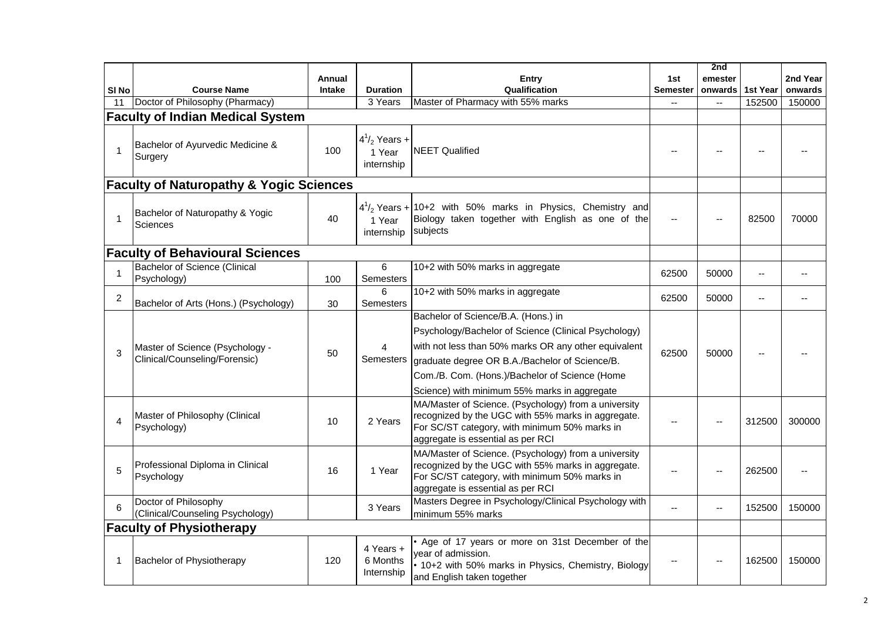| Sl No | Course Name | Annual Intake | Duration | Entry Qualification | 1st Semester | 2nd emester onwards | 1st Year | 2nd Year onwards |
|---|---|---|---|---|---|---|---|---|
| 11 | Doctor of Philosophy (Pharmacy) | | 3 Years | Master of Pharmacy with 55% marks | -- | -- | 152500 | 150000 |
| **Faculty of Indian Medical System** | | | | | | | | |
| 1 | Bachelor of Ayurvedic Medicine & Surgery | 100 | $4^{1}/_{2}$ Years + 1 Year internship | NEET Qualified | -- | -- | -- | -- |
| **Faculty of Naturopathy & Yogic Sciences** | | | | | | | | |
| 1 | Bachelor of Naturopathy & Yogic Sciences | 40 | $4^{1}/_{2}$ Years + 1 Year internship | 10+2 with 50% marks in Physics, Chemistry and Biology taken together with English as one of the subjects | -- | -- | 82500 | 70000 |
| **Faculty of Behavioural Sciences** | | | | | | | | |
| 1 | Bachelor of Science (Clinical Psychology) | 100 | 6 Semesters | 10+2 with 50% marks in aggregate | 62500 | 50000 | -- | -- |
| 2 | Bachelor of Arts (Hons.) (Psychology) | 30 | 6 Semesters | 10+2 with 50% marks in aggregate | 62500 | 50000 | -- | -- |
| 3 | Master of Science (Psychology - Clinical/Counseling/Forensic) | 50 | 4 Semesters | Bachelor of Science/B.A. (Hons.) in Psychology/Bachelor of Science (Clinical Psychology) with not less than 50% marks OR any other equivalent graduate degree OR B.A./Bachelor of Science/B. Com./B. Com. (Hons.)/Bachelor of Science (Home Science) with minimum 55% marks in aggregate | 62500 | 50000 | -- | -- |
| 4 | Master of Philosophy (Clinical Psychology) | 10 | 2 Years | MA/Master of Science. (Psychology) from a university recognized by the UGC with 55% marks in aggregate. For SC/ST category, with minimum 50% marks in aggregate is essential as per RCI | -- | -- | 312500 | 300000 |
| 5 | Professional Diploma in Clinical Psychology | 16 | 1 Year | MA/Master of Science. (Psychology) from a university recognized by the UGC with 55% marks in aggregate. For SC/ST category, with minimum 50% marks in aggregate is essential as per RCI | -- | -- | 262500 | -- |
| 6 | Doctor of Philosophy (Clinical/Counseling Psychology) | | 3 Years | Masters Degree in Psychology/Clinical Psychology with minimum 55% marks | -- | -- | 152500 | 150000 |
| **Faculty of Physiotherapy** | | | | | | | | |
| 1 | Bachelor of Physiotherapy | 120 | 4 Years + 6 Months Internship | • Age of 17 years or more on 31st December of the year of admission. • 10+2 with 50% marks in Physics, Chemistry, Biology and English taken together | -- | -- | 162500 | 150000 |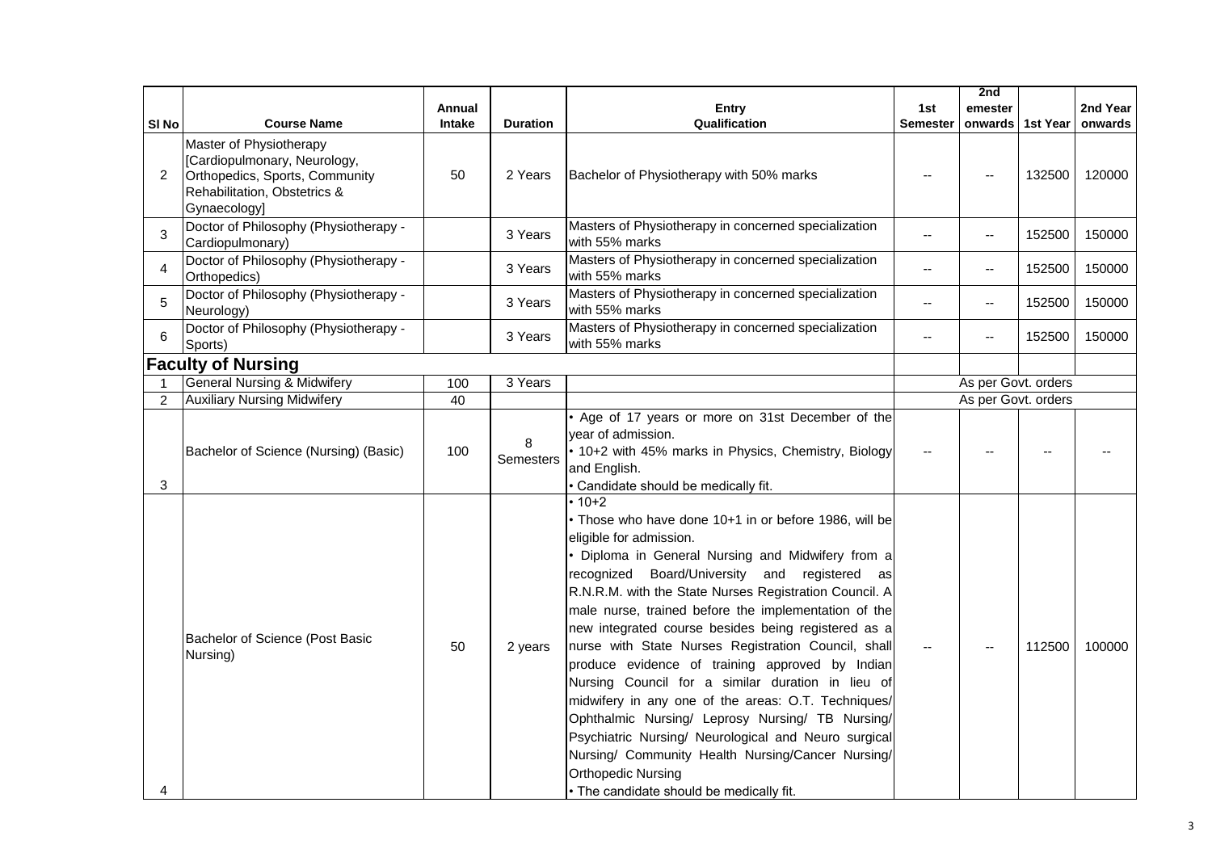| Sl No | Course Name | Annual Intake | Duration | Entry Qualification | 1st Semester | 2nd emester onwards | 1st Year | 2nd Year onwards |
|---|---|---|---|---|---|---|---|---|
| 2 | Master of Physiotherapy [Cardiopulmonary, Neurology, Orthopedics, Sports, Community Rehabilitation, Obstetrics & Gynaecology] | 50 | 2 Years | Bachelor of Physiotherapy with 50% marks | -- | -- | 132500 | 120000 |
| 3 | Doctor of Philosophy (Physiotherapy - Cardiopulmonary) | | 3 Years | Masters of Physiotherapy in concerned specialization with 55% marks | -- | -- | 152500 | 150000 |
| 4 | Doctor of Philosophy (Physiotherapy - Orthopedics) | | 3 Years | Masters of Physiotherapy in concerned specialization with 55% marks | -- | -- | 152500 | 150000 |
| 5 | Doctor of Philosophy (Physiotherapy - Neurology) | | 3 Years | Masters of Physiotherapy in concerned specialization with 55% marks | -- | -- | 152500 | 150000 |
| 6 | Doctor of Philosophy (Physiotherapy - Sports) | | 3 Years | Masters of Physiotherapy in concerned specialization with 55% marks | -- | -- | 152500 | 150000 |
| **Faculty of Nursing** | | | | | | | | |
| 1 | General Nursing & Midwifery | 100 | 3 Years | | As per Govt. orders | | | |
| 2 | Auxiliary Nursing Midwifery | 40 | | | As per Govt. orders | | | |
| 3 | Bachelor of Science (Nursing) (Basic) | 100 | 8 Semesters | • Age of 17 years or more on 31st December of the year of admission.<br>• 10+2 with 45% marks in Physics, Chemistry, Biology and English.<br>• Candidate should be medically fit. | -- | -- | -- | -- |
| 4 | Bachelor of Science (Post Basic Nursing) | 50 | 2 years | • 10+2<br>• Those who have done 10+1 in or before 1986, will be eligible for admission.<br>• Diploma in General Nursing and Midwifery from a recognized Board/University and registered as R.N.R.M. with the State Nurses Registration Council. A male nurse, trained before the implementation of the new integrated course besides being registered as a nurse with State Nurses Registration Council, shall produce evidence of training approved by Indian Nursing Council for a similar duration in lieu of midwifery in any one of the areas: O.T. Techniques/ Ophthalmic Nursing/ Leprosy Nursing/ TB Nursing/ Psychiatric Nursing/ Neurological and Neuro surgical Nursing/ Community Health Nursing/Cancer Nursing/ Orthopedic Nursing<br>• The candidate should be medically fit. | -- | -- | 112500 | 100000 |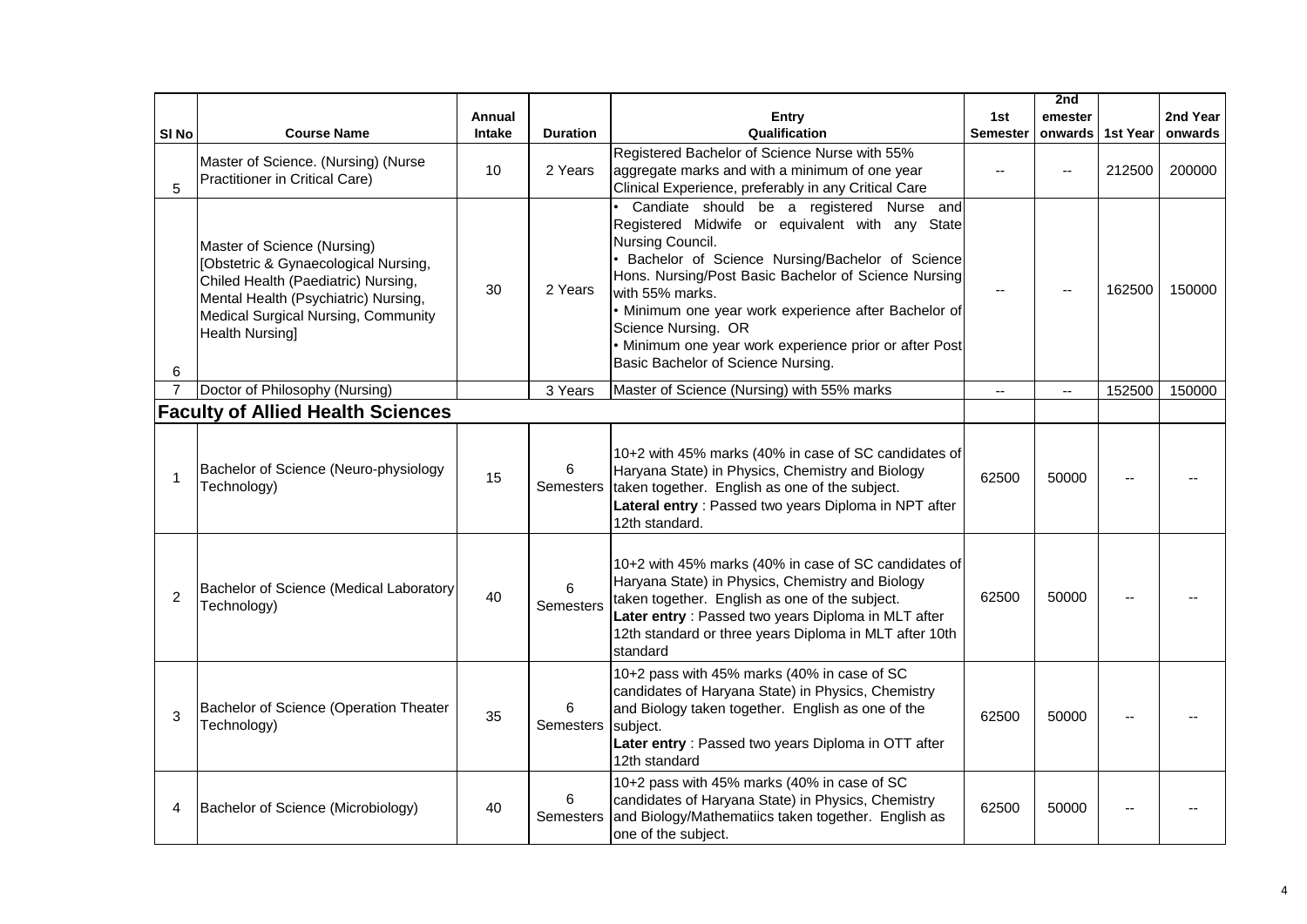| Sl No | Course Name | Annual Intake | Duration | Entry Qualification | 1st Semester | 2nd emester onwards | 1st Year | 2nd Year onwards |
|---|---|---|---|---|---|---|---|---|
| 5 | Master of Science. (Nursing) (Nurse Practitioner in Critical Care) | 10 | 2 Years | Registered Bachelor of Science Nurse with 55% aggregate marks and with a minimum of one year Clinical Experience, preferably in any Critical Care | -- | -- | 212500 | 200000 |
| 6 | Master of Science (Nursing) [Obstetric & Gynaecological Nursing, Chiled Health (Paediatric) Nursing, Mental Health (Psychiatric) Nursing, Medical Surgical Nursing, Community Health Nursing] | 30 | 2 Years | • Candiate should be a registered Nurse and Registered Midwife or equivalent with any State Nursing Council.<br>• Bachelor of Science Nursing/Bachelor of Science Hons. Nursing/Post Basic Bachelor of Science Nursing with 55% marks.<br>• Minimum one year work experience after Bachelor of Science Nursing. OR<br>• Minimum one year work experience prior or after Post Basic Bachelor of Science Nursing. | -- | -- | 162500 | 150000 |
| 7 | Doctor of Philosophy (Nursing) | | 3 Years | Master of Science (Nursing) with 55% marks | -- | -- | 152500 | 150000 |
| **Faculty of Allied Health Sciences** | | | | | | | | |
| 1 | Bachelor of Science (Neuro-physiology Technology) | 15 | 6 Semesters | 10+2 with 45% marks (40% in case of SC candidates of Haryana State) in Physics, Chemistry and Biology taken together. English as one of the subject.<br>**Lateral entry** : Passed two years Diploma in NPT after 12th standard. | 62500 | 50000 | -- | -- |
| 2 | Bachelor of Science (Medical Laboratory Technology) | 40 | 6 Semesters | 10+2 with 45% marks (40% in case of SC candidates of Haryana State) in Physics, Chemistry and Biology taken together. English as one of the subject.<br>**Later entry** : Passed two years Diploma in MLT after 12th standard or three years Diploma in MLT after 10th standard | 62500 | 50000 | -- | -- |
| 3 | Bachelor of Science (Operation Theater Technology) | 35 | 6 Semesters | 10+2 pass with 45% marks (40% in case of SC candidates of Haryana State) in Physics, Chemistry and Biology taken together. English as one of the subject.<br>**Later entry** : Passed two years Diploma in OTT after 12th standard | 62500 | 50000 | -- | -- |
| 4 | Bachelor of Science (Microbiology) | 40 | 6 Semesters | 10+2 pass with 45% marks (40% in case of SC candidates of Haryana State) in Physics, Chemistry and Biology/Mathematiics taken together. English as one of the subject. | 62500 | 50000 | -- | -- |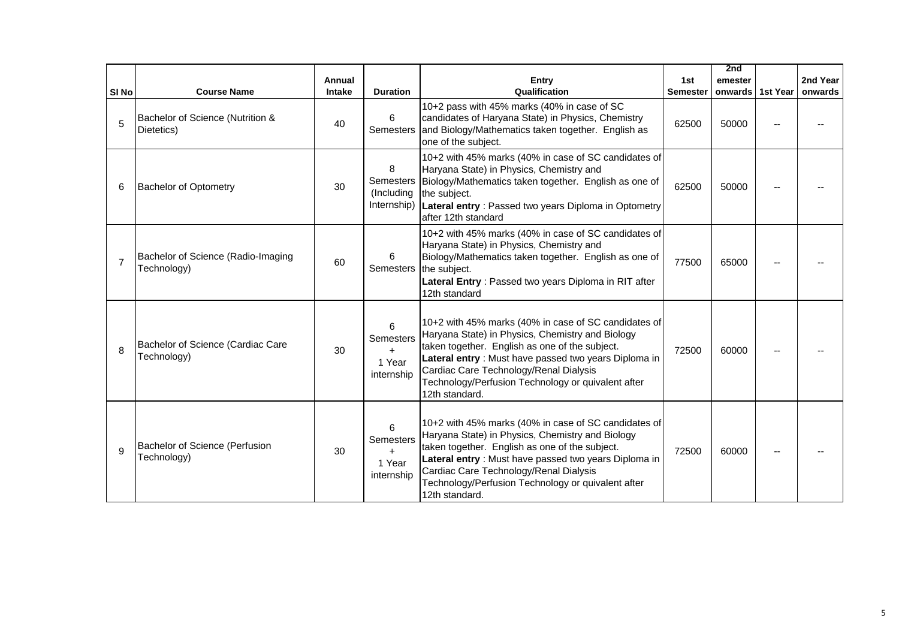| Sl No | Course Name | Annual Intake | Duration | Entry Qualification | 1st Semester | 2nd emester onwards | 1st Year | 2nd Year onwards |
|---|---|---|---|---|---|---|---|---|
| 5 | Bachelor of Science (Nutrition & Dietetics) | 40 | 6 Semesters | 10+2 pass with 45% marks (40% in case of SC candidates of Haryana State) in Physics, Chemistry and Biology/Mathematics taken together. English as one of the subject. | 62500 | 50000 | -- | -- |
| 6 | Bachelor of Optometry | 30 | 8 Semesters (Including Internship) | 10+2 with 45% marks (40% in case of SC candidates of Haryana State) in Physics, Chemistry and Biology/Mathematics taken together. English as one of the subject. **Lateral entry** : Passed two years Diploma in Optometry after 12th standard | 62500 | 50000 | -- | -- |
| 7 | Bachelor of Science (Radio-Imaging Technology) | 60 | 6 Semesters | 10+2 with 45% marks (40% in case of SC candidates of Haryana State) in Physics, Chemistry and Biology/Mathematics taken together. English as one of the subject. **Lateral Entry** : Passed two years Diploma in RIT after 12th standard | 77500 | 65000 | -- | -- |
| 8 | Bachelor of Science (Cardiac Care Technology) | 30 | 6 Semesters + 1 Year internship | 10+2 with 45% marks (40% in case of SC candidates of Haryana State) in Physics, Chemistry and Biology taken together. English as one of the subject. **Lateral entry** : Must have passed two years Diploma in Cardiac Care Technology/Renal Dialysis Technology/Perfusion Technology or quivalent after 12th standard. | 72500 | 60000 | -- | -- |
| 9 | Bachelor of Science (Perfusion Technology) | 30 | 6 Semesters + 1 Year internship | 10+2 with 45% marks (40% in case of SC candidates of Haryana State) in Physics, Chemistry and Biology taken together. English as one of the subject. **Lateral entry** : Must have passed two years Diploma in Cardiac Care Technology/Renal Dialysis Technology/Perfusion Technology or quivalent after 12th standard. | 72500 | 60000 | -- | -- |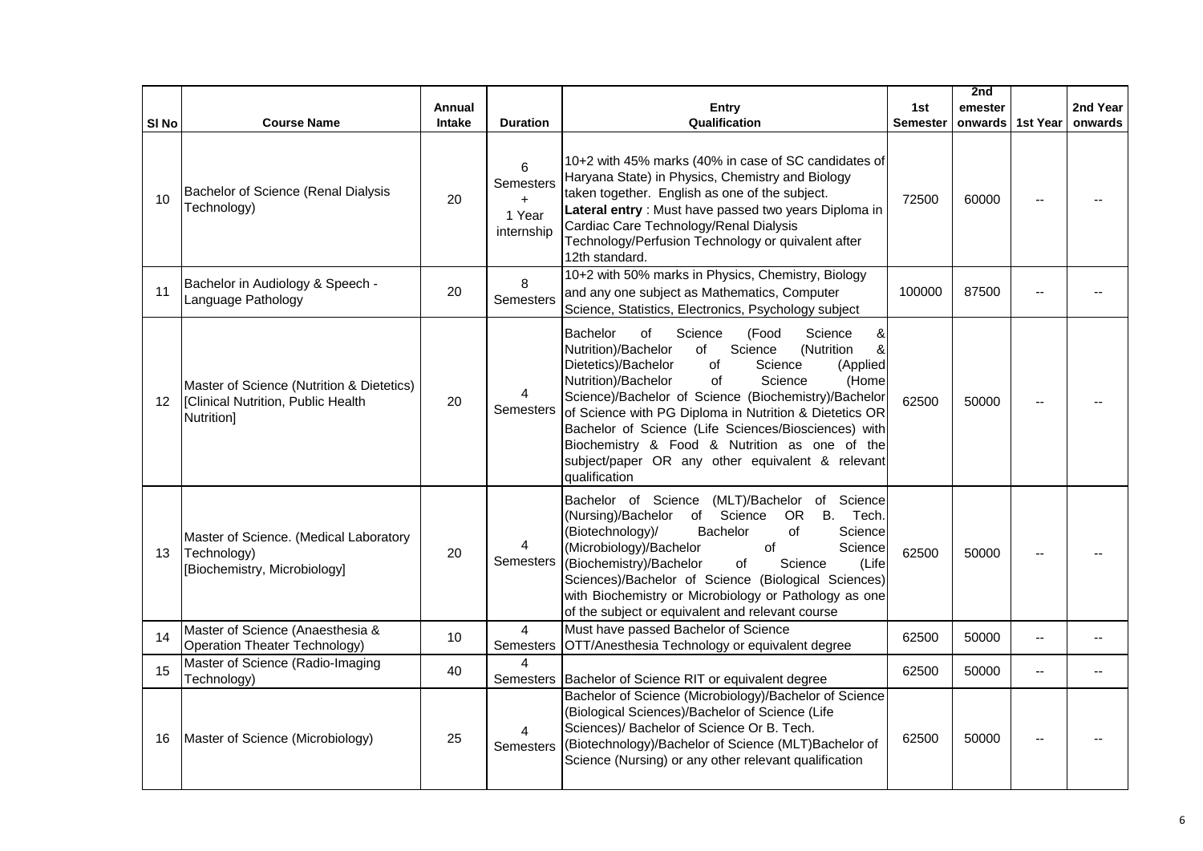| Sl No | Course Name | Annual Intake | Duration | Entry Qualification | 1st Semester | 2nd emester onwards | 1st Year | 2nd Year onwards |
|---|---|---|---|---|---|---|---|---|
| 10 | Bachelor of Science (Renal Dialysis Technology) | 20 | 6 Semesters + 1 Year internship | 10+2 with 45% marks (40% in case of SC candidates of Haryana State) in Physics, Chemistry and Biology taken together. English as one of the subject. **Lateral entry** : Must have passed two years Diploma in Cardiac Care Technology/Renal Dialysis Technology/Perfusion Technology or quivalent after 12th standard. | 72500 | 60000 | -- | -- |
| 11 | Bachelor in Audiology & Speech - Language Pathology | 20 | 8 Semesters | 10+2 with 50% marks in Physics, Chemistry, Biology and any one subject as Mathematics, Computer Science, Statistics, Electronics, Psychology subject | 100000 | 87500 | -- | -- |
| 12 | Master of Science (Nutrition & Dietetics) [Clinical Nutrition, Public Health Nutrition] | 20 | 4 Semesters | Bachelor of Science (Food Science & Nutrition)/Bachelor of Science (Nutrition & Dietetics)/Bachelor of Science (Applied Nutrition)/Bachelor of Science (Home Science)/Bachelor of Science (Biochemistry)/Bachelor of Science with PG Diploma in Nutrition & Dietetics OR Bachelor of Science (Life Sciences/Biosciences) with Biochemistry & Food & Nutrition as one of the subject/paper OR any other equivalent & relevant qualification | 62500 | 50000 | -- | -- |
| 13 | Master of Science. (Medical Laboratory Technology) [Biochemistry, Microbiology] | 20 | 4 Semesters | Bachelor of Science (MLT)/Bachelor of Science (Nursing)/Bachelor of Science OR B. Tech. (Biotechnology)/ Bachelor of Science (Microbiology)/Bachelor of Science (Biochemistry)/Bachelor of Science (Life Sciences)/Bachelor of Science (Biological Sciences) with Biochemistry or Microbiology or Pathology as one of the subject or equivalent and relevant course | 62500 | 50000 | -- | -- |
| 14 | Master of Science (Anaesthesia & Operation Theater Technology) | 10 | 4 Semesters | Must have passed Bachelor of Science OTT/Anesthesia Technology or equivalent degree | 62500 | 50000 | -- | -- |
| 15 | Master of Science (Radio-Imaging Technology) | 40 | 4 Semesters | Bachelor of Science RIT or equivalent degree | 62500 | 50000 | -- | -- |
| 16 | Master of Science (Microbiology) | 25 | 4 Semesters | Bachelor of Science (Microbiology)/Bachelor of Science (Biological Sciences)/Bachelor of Science (Life Sciences)/ Bachelor of Science Or B. Tech. (Biotechnology)/Bachelor of Science (MLT)Bachelor of Science (Nursing) or any other relevant qualification | 62500 | 50000 | -- | -- |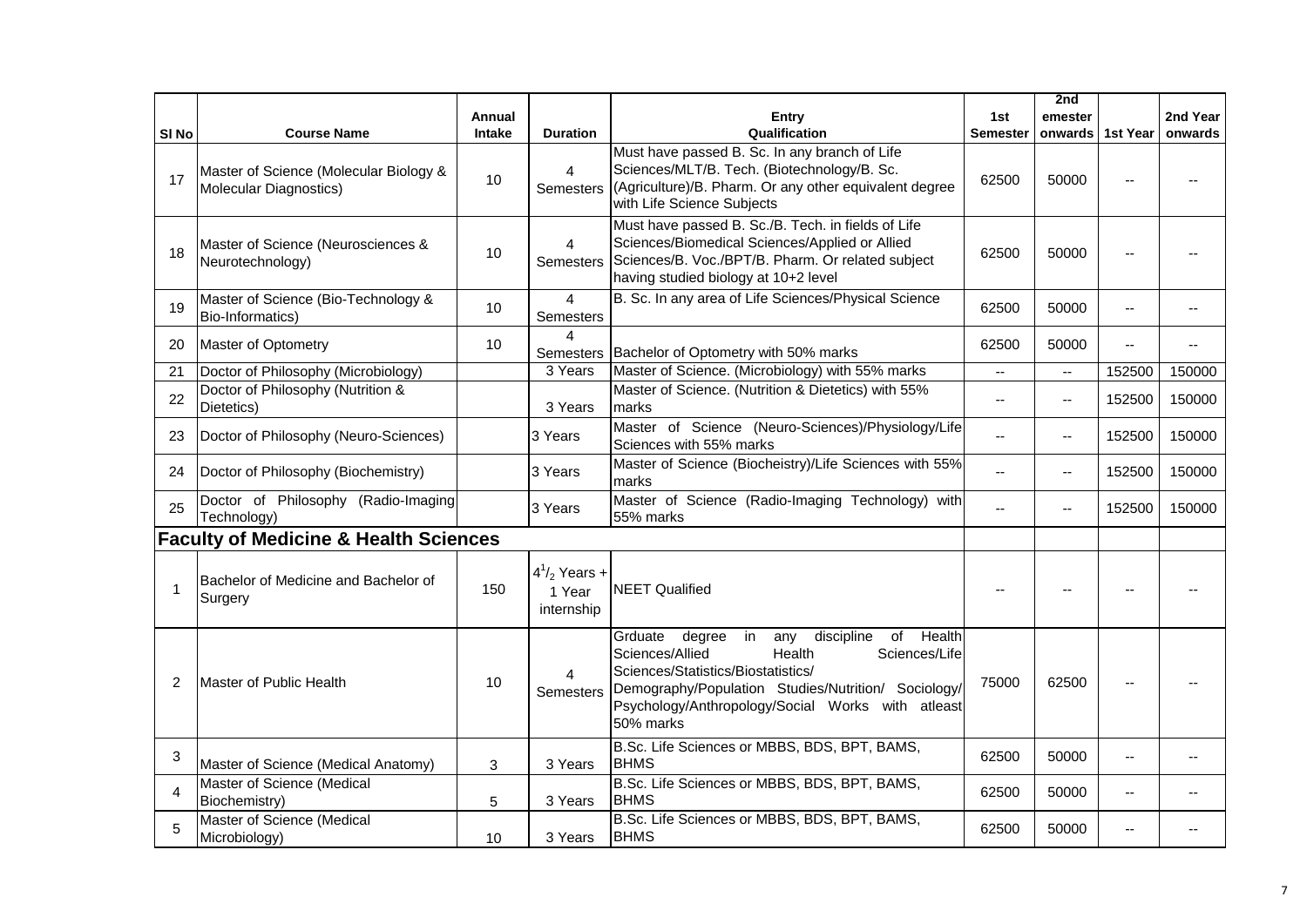| Sl No | Course Name | Annual Intake | Duration | Entry Qualification | 1st Semester | 2nd emester onwards | 1st Year | 2nd Year onwards |
|---|---|---|---|---|---|---|---|---|
| 17 | Master of Science (Molecular Biology & Molecular Diagnostics) | 10 | 4 Semesters | Must have passed B. Sc. In any branch of Life Sciences/MLT/B. Tech. (Biotechnology/B. Sc. (Agriculture)/B. Pharm. Or any other equivalent degree with Life Science Subjects | 62500 | 50000 | -- | -- |
| 18 | Master of Science (Neurosciences & Neurotechnology) | 10 | 4 Semesters | Must have passed B. Sc./B. Tech. in fields of Life Sciences/Biomedical Sciences/Applied or Allied Sciences/B. Voc./BPT/B. Pharm. Or related subject having studied biology at 10+2 level | 62500 | 50000 | -- | -- |
| 19 | Master of Science (Bio-Technology & Bio-Informatics) | 10 | 4 Semesters | B. Sc. In any area of Life Sciences/Physical Science | 62500 | 50000 | -- | -- |
| 20 | Master of Optometry | 10 | 4 Semesters | Bachelor of Optometry with 50% marks | 62500 | 50000 | -- | -- |
| 21 | Doctor of Philosophy (Microbiology) | | 3 Years | Master of Science. (Microbiology) with 55% marks | -- | -- | 152500 | 150000 |
| 22 | Doctor of Philosophy (Nutrition & Dietetics) | | 3 Years | Master of Science. (Nutrition & Dietetics) with 55% marks | -- | -- | 152500 | 150000 |
| 23 | Doctor of Philosophy (Neuro-Sciences) | | 3 Years | Master of Science (Neuro-Sciences)/Physiology/Life Sciences with 55% marks | -- | -- | 152500 | 150000 |
| 24 | Doctor of Philosophy (Biochemistry) | | 3 Years | Master of Science (Biocheistry)/Life Sciences with 55% marks | -- | -- | 152500 | 150000 |
| 25 | Doctor of Philosophy (Radio-Imaging Technology) | | 3 Years | Master of Science (Radio-Imaging Technology) with 55% marks | -- | -- | 152500 | 150000 |
| **Faculty of Medicine & Health Sciences** | | | | | | | | |
| 1 | Bachelor of Medicine and Bachelor of Surgery | 150 | $4^1/_2$ Years + 1 Year internship | NEET Qualified | -- | -- | -- | -- |
| 2 | Master of Public Health | 10 | 4 Semesters | Grduate degree in any discipline of Health Sciences/Allied Health Sciences/Life Sciences/Statistics/Biostatistics/ Demography/Population Studies/Nutrition/ Sociology/ Psychology/Anthropology/Social Works with atleast 50% marks | 75000 | 62500 | -- | -- |
| 3 | Master of Science (Medical Anatomy) | 3 | 3 Years | B.Sc. Life Sciences or MBBS, BDS, BPT, BAMS, BHMS | 62500 | 50000 | -- | -- |
| 4 | Master of Science (Medical Biochemistry) | 5 | 3 Years | B.Sc. Life Sciences or MBBS, BDS, BPT, BAMS, BHMS | 62500 | 50000 | -- | -- |
| 5 | Master of Science (Medical Microbiology) | 10 | 3 Years | B.Sc. Life Sciences or MBBS, BDS, BPT, BAMS, BHMS | 62500 | 50000 | -- | -- |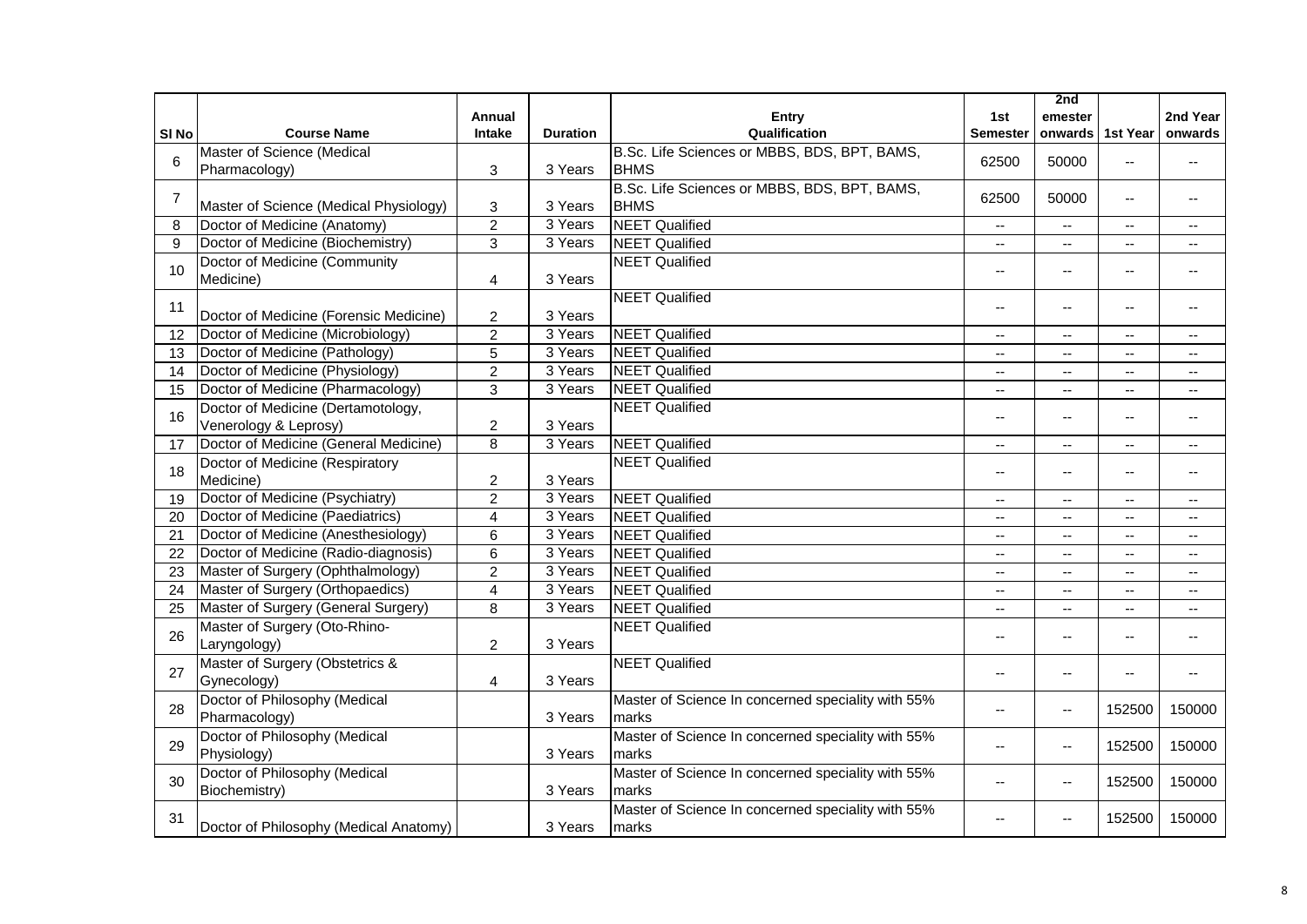| Sl No | Course Name | Annual Intake | Duration | Entry Qualification | 1st Semester | 2nd emester onwards | 1st Year | 2nd Year onwards |
|---|---|---|---|---|---|---|---|---|
| 6 | Master of Science (Medical Pharmacology) | 3 | 3 Years | B.Sc. Life Sciences or MBBS, BDS, BPT, BAMS, BHMS | 62500 | 50000 | -- | -- |
| 7 | Master of Science (Medical Physiology) | 3 | 3 Years | B.Sc. Life Sciences or MBBS, BDS, BPT, BAMS, BHMS | 62500 | 50000 | -- | -- |
| 8 | Doctor of Medicine (Anatomy) | 2 | 3 Years | NEET Qualified | -- | -- | -- | -- |
| 9 | Doctor of Medicine (Biochemistry) | 3 | 3 Years | NEET Qualified | -- | -- | -- | -- |
| 10 | Doctor of Medicine (Community Medicine) | 4 | 3 Years | NEET Qualified | -- | -- | -- | -- |
| 11 | Doctor of Medicine (Forensic Medicine) | 2 | 3 Years | NEET Qualified | -- | -- | -- | -- |
| 12 | Doctor of Medicine (Microbiology) | 2 | 3 Years | NEET Qualified | -- | -- | -- | -- |
| 13 | Doctor of Medicine (Pathology) | 5 | 3 Years | NEET Qualified | -- | -- | -- | -- |
| 14 | Doctor of Medicine (Physiology) | 2 | 3 Years | NEET Qualified | -- | -- | -- | -- |
| 15 | Doctor of Medicine (Pharmacology) | 3 | 3 Years | NEET Qualified | -- | -- | -- | -- |
| 16 | Doctor of Medicine (Dertamotology, Venerology & Leprosy) | 2 | 3 Years | NEET Qualified | -- | -- | -- | -- |
| 17 | Doctor of Medicine (General Medicine) | 8 | 3 Years | NEET Qualified | -- | -- | -- | -- |
| 18 | Doctor of Medicine (Respiratory Medicine) | 2 | 3 Years | NEET Qualified | -- | -- | -- | -- |
| 19 | Doctor of Medicine (Psychiatry) | 2 | 3 Years | NEET Qualified | -- | -- | -- | -- |
| 20 | Doctor of Medicine (Paediatrics) | 4 | 3 Years | NEET Qualified | -- | -- | -- | -- |
| 21 | Doctor of Medicine (Anesthesiology) | 6 | 3 Years | NEET Qualified | -- | -- | -- | -- |
| 22 | Doctor of Medicine (Radio-diagnosis) | 6 | 3 Years | NEET Qualified | -- | -- | -- | -- |
| 23 | Master of Surgery (Ophthalmology) | 2 | 3 Years | NEET Qualified | -- | -- | -- | -- |
| 24 | Master of Surgery (Orthopaedics) | 4 | 3 Years | NEET Qualified | -- | -- | -- | -- |
| 25 | Master of Surgery (General Surgery) | 8 | 3 Years | NEET Qualified | -- | -- | -- | -- |
| 26 | Master of Surgery (Oto-Rhino-Laryngology) | 2 | 3 Years | NEET Qualified | -- | -- | -- | -- |
| 27 | Master of Surgery (Obstetrics & Gynecology) | 4 | 3 Years | NEET Qualified | -- | -- | -- | -- |
| 28 | Doctor of Philosophy (Medical Pharmacology) | | 3 Years | Master of Science In concerned speciality with 55% marks | -- | -- | 152500 | 150000 |
| 29 | Doctor of Philosophy (Medical Physiology) | | 3 Years | Master of Science In concerned speciality with 55% marks | -- | -- | 152500 | 150000 |
| 30 | Doctor of Philosophy (Medical Biochemistry) | | 3 Years | Master of Science In concerned speciality with 55% marks | -- | -- | 152500 | 150000 |
| 31 | Doctor of Philosophy (Medical Anatomy) | | 3 Years | Master of Science In concerned speciality with 55% marks | -- | -- | 152500 | 150000 |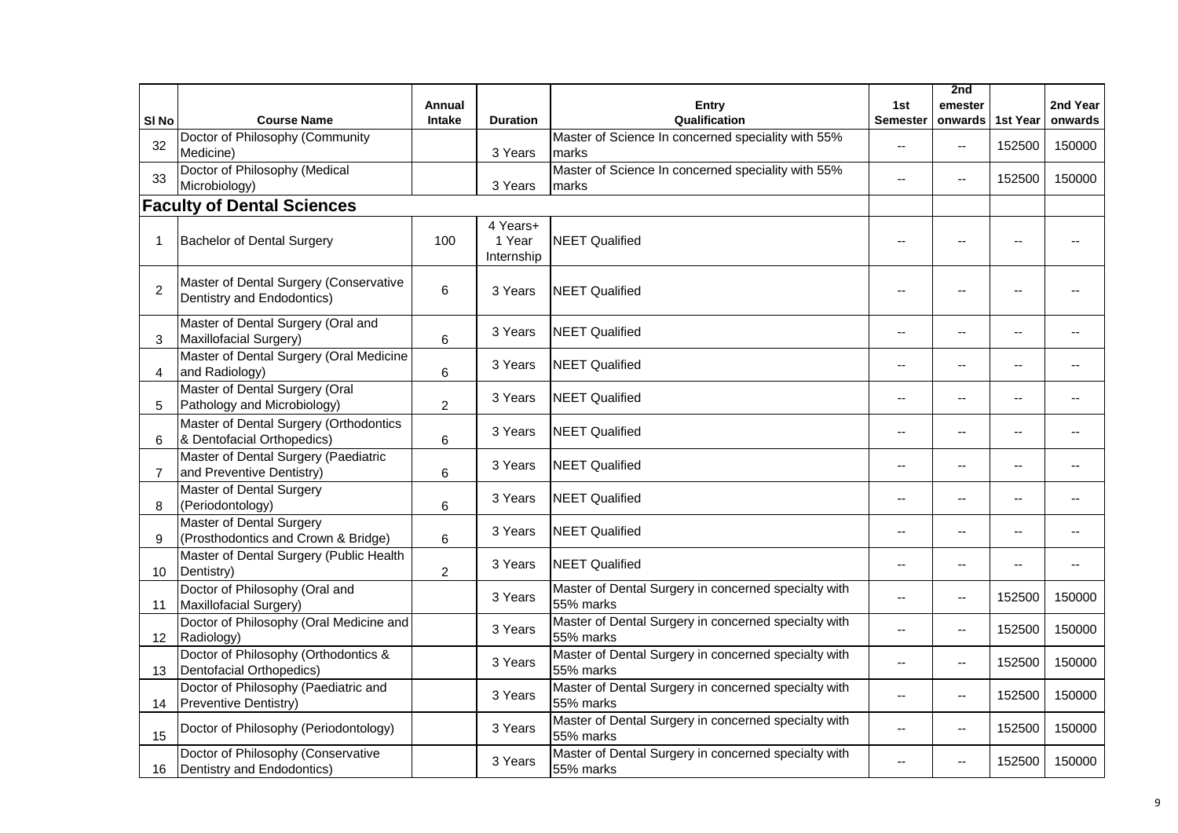| Sl No | Course Name | Annual Intake | Duration | Entry Qualification | 1st Semester | 2nd emester onwards | 1st Year | 2nd Year onwards |
|---|---|---|---|---|---|---|---|---|
| 32 | Doctor of Philosophy (Community Medicine) | | 3 Years | Master of Science In concerned speciality with 55% marks | -- | -- | 152500 | 150000 |
| 33 | Doctor of Philosophy (Medical Microbiology) | | 3 Years | Master of Science In concerned speciality with 55% marks | -- | -- | 152500 | 150000 |
| **Faculty of Dental Sciences** | | | | | | | | |
| 1 | Bachelor of Dental Surgery | 100 | 4 Years+ 1 Year Internship | NEET Qualified | -- | -- | -- | -- |
| 2 | Master of Dental Surgery (Conservative Dentistry and Endodontics) | 6 | 3 Years | NEET Qualified | -- | -- | -- | -- |
| 3 | Master of Dental Surgery (Oral and Maxillofacial Surgery) | 6 | 3 Years | NEET Qualified | -- | -- | -- | -- |
| 4 | Master of Dental Surgery (Oral Medicine and Radiology) | 6 | 3 Years | NEET Qualified | -- | -- | -- | -- |
| 5 | Master of Dental Surgery (Oral Pathology and Microbiology) | 2 | 3 Years | NEET Qualified | -- | -- | -- | -- |
| 6 | Master of Dental Surgery (Orthodontics & Dentofacial Orthopedics) | 6 | 3 Years | NEET Qualified | -- | -- | -- | -- |
| 7 | Master of Dental Surgery (Paediatric and Preventive Dentistry) | 6 | 3 Years | NEET Qualified | -- | -- | -- | -- |
| 8 | Master of Dental Surgery (Periodontology) | 6 | 3 Years | NEET Qualified | -- | -- | -- | -- |
| 9 | Master of Dental Surgery (Prosthodontics and Crown & Bridge) | 6 | 3 Years | NEET Qualified | -- | -- | -- | -- |
| 10 | Master of Dental Surgery (Public Health Dentistry) | 2 | 3 Years | NEET Qualified | -- | -- | -- | -- |
| 11 | Doctor of Philosophy (Oral and Maxillofacial Surgery) | | 3 Years | Master of Dental Surgery in concerned specialty with 55% marks | -- | -- | 152500 | 150000 |
| 12 | Doctor of Philosophy (Oral Medicine and Radiology) | | 3 Years | Master of Dental Surgery in concerned specialty with 55% marks | -- | -- | 152500 | 150000 |
| 13 | Doctor of Philosophy (Orthodontics & Dentofacial Orthopedics) | | 3 Years | Master of Dental Surgery in concerned specialty with 55% marks | -- | -- | 152500 | 150000 |
| 14 | Doctor of Philosophy (Paediatric and Preventive Dentistry) | | 3 Years | Master of Dental Surgery in concerned specialty with 55% marks | -- | -- | 152500 | 150000 |
| 15 | Doctor of Philosophy (Periodontology) | | 3 Years | Master of Dental Surgery in concerned specialty with 55% marks | -- | -- | 152500 | 150000 |
| 16 | Doctor of Philosophy (Conservative Dentistry and Endodontics) | | 3 Years | Master of Dental Surgery in concerned specialty with 55% marks | -- | -- | 152500 | 150000 |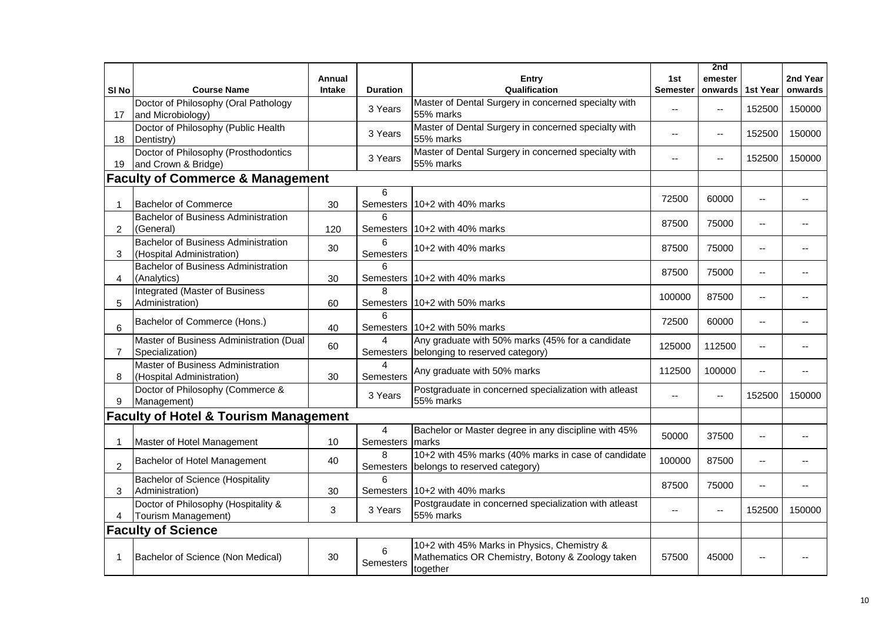| Sl No | Course Name | Annual Intake | Duration | Entry Qualification | 1st Semester | 2nd emester onwards | 1st Year | 2nd Year onwards |
|---|---|---|---|---|---|---|---|---|
| 17 | Doctor of Philosophy (Oral Pathology and Microbiology) | | 3 Years | Master of Dental Surgery in concerned specialty with 55% marks | -- | -- | 152500 | 150000 |
| 18 | Doctor of Philosophy (Public Health Dentistry) | | 3 Years | Master of Dental Surgery in concerned specialty with 55% marks | -- | -- | 152500 | 150000 |
| 19 | Doctor of Philosophy (Prosthodontics and Crown & Bridge) | | 3 Years | Master of Dental Surgery in concerned specialty with 55% marks | -- | -- | 152500 | 150000 |
| **Faculty of Commerce & Management** | | | | | | | | |
| 1 | Bachelor of Commerce | 30 | 6 Semesters | 10+2 with 40% marks | 72500 | 60000 | -- | -- |
| 2 | Bachelor of Business Administration (General) | 120 | 6 Semesters | 10+2 with 40% marks | 87500 | 75000 | -- | -- |
| 3 | Bachelor of Business Administration (Hospital Administration) | 30 | 6 Semesters | 10+2 with 40% marks | 87500 | 75000 | -- | -- |
| 4 | Bachelor of Business Administration (Analytics) | 30 | 6 Semesters | 10+2 with 40% marks | 87500 | 75000 | -- | -- |
| 5 | Integrated (Master of Business Administration) | 60 | 8 Semesters | 10+2 with 50% marks | 100000 | 87500 | -- | -- |
| 6 | Bachelor of Commerce (Hons.) | 40 | 6 Semesters | 10+2 with 50% marks | 72500 | 60000 | -- | -- |
| 7 | Master of Business Administration (Dual Specialization) | 60 | 4 Semesters | Any graduate with 50% marks (45% for a candidate belonging to reserved category) | 125000 | 112500 | -- | -- |
| 8 | Master of Business Administration (Hospital Administration) | 30 | 4 Semesters | Any graduate with 50% marks | 112500 | 100000 | -- | -- |
| 9 | Doctor of Philosophy (Commerce & Management) | | 3 Years | Postgraduate in concerned specialization with atleast 55% marks | -- | -- | 152500 | 150000 |
| **Faculty of Hotel & Tourism Management** | | | | | | | | |
| 1 | Master of Hotel Management | 10 | 4 Semesters | Bachelor or Master degree in any discipline with 45% marks | 50000 | 37500 | -- | -- |
| 2 | Bachelor of Hotel Management | 40 | 8 Semesters | 10+2 with 45% marks (40% marks in case of candidate belongs to reserved category) | 100000 | 87500 | -- | -- |
| 3 | Bachelor of Science (Hospitality Administration) | 30 | 6 Semesters | 10+2 with 40% marks | 87500 | 75000 | -- | -- |
| 4 | Doctor of Philosophy (Hospitality & Tourism Management) | 3 | 3 Years | Postgraudate in concerned specialization with atleast 55% marks | -- | -- | 152500 | 150000 |
| **Faculty of Science** | | | | | | | | |
| 1 | Bachelor of Science (Non Medical) | 30 | 6 Semesters | 10+2 with 45% Marks in Physics, Chemistry & Mathematics OR Chemistry, Botony & Zoology taken together | 57500 | 45000 | -- | -- |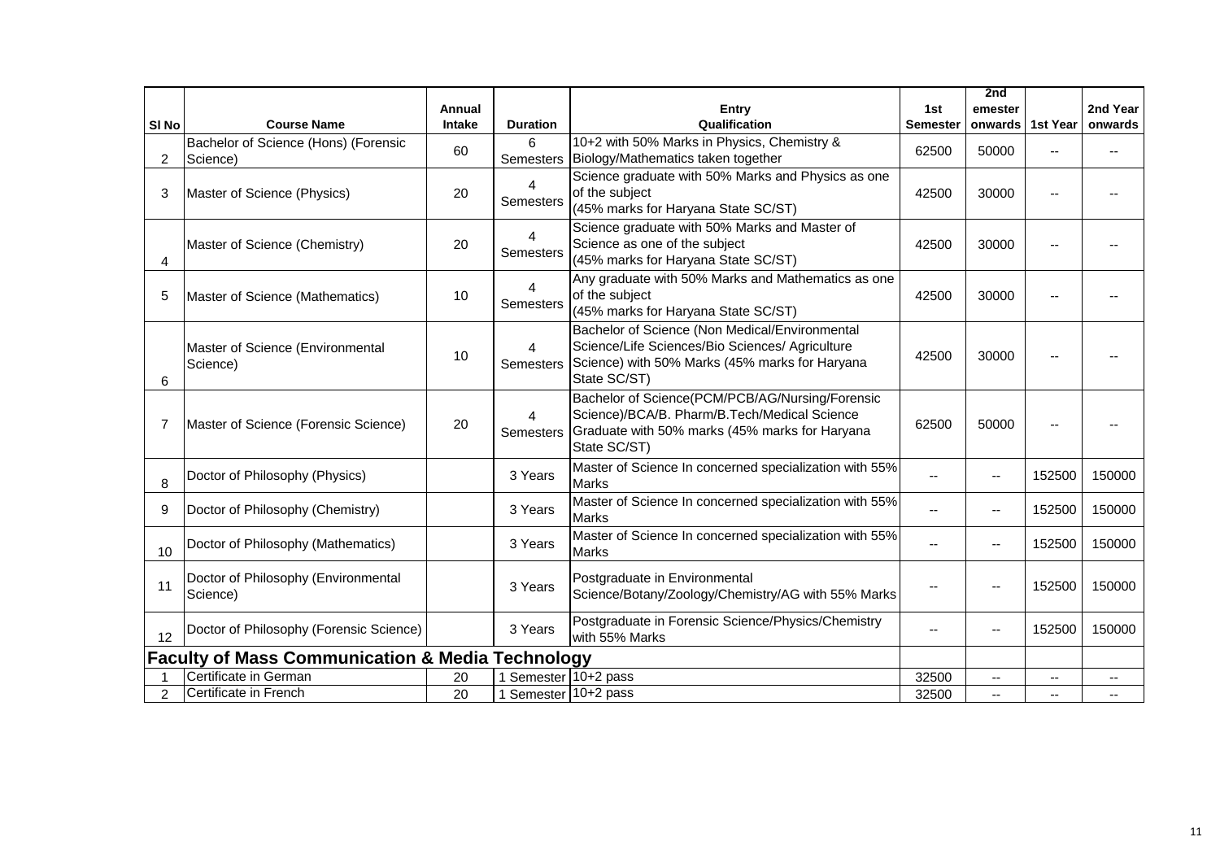| Sl No | Course Name | Annual Intake | Duration | Entry Qualification | 1st Semester | 2nd emester onwards | 1st Year | 2nd Year onwards |
|---|---|---|---|---|---|---|---|---|
| 2 | Bachelor of Science (Hons) (Forensic Science) | 60 | 6 Semesters | 10+2 with 50% Marks in Physics, Chemistry & Biology/Mathematics taken together | 62500 | 50000 | -- | -- |
| 3 | Master of Science (Physics) | 20 | 4 Semesters | Science graduate with 50% Marks and Physics as one of the subject (45% marks for Haryana State SC/ST) | 42500 | 30000 | -- | -- |
| 4 | Master of Science (Chemistry) | 20 | 4 Semesters | Science graduate with 50% Marks and Master of Science as one of the subject (45% marks for Haryana State SC/ST) | 42500 | 30000 | -- | -- |
| 5 | Master of Science (Mathematics) | 10 | 4 Semesters | Any graduate with 50% Marks and Mathematics as one of the subject (45% marks for Haryana State SC/ST) | 42500 | 30000 | -- | -- |
| 6 | Master of Science (Environmental Science) | 10 | 4 Semesters | Bachelor of Science (Non Medical/Environmental Science/Life Sciences/Bio Sciences/ Agriculture Science) with 50% Marks (45% marks for Haryana State SC/ST) | 42500 | 30000 | -- | -- |
| 7 | Master of Science (Forensic Science) | 20 | 4 Semesters | Bachelor of Science(PCM/PCB/AG/Nursing/Forensic Science)/BCA/B. Pharm/B.Tech/Medical Science Graduate with 50% marks (45% marks for Haryana State SC/ST) | 62500 | 50000 | -- | -- |
| 8 | Doctor of Philosophy (Physics) | | 3 Years | Master of Science In concerned specialization with 55% Marks | -- | -- | 152500 | 150000 |
| 9 | Doctor of Philosophy (Chemistry) | | 3 Years | Master of Science In concerned specialization with 55% Marks | -- | -- | 152500 | 150000 |
| 10 | Doctor of Philosophy (Mathematics) | | 3 Years | Master of Science In concerned specialization with 55% Marks | -- | -- | 152500 | 150000 |
| 11 | Doctor of Philosophy (Environmental Science) | | 3 Years | Postgraduate in Environmental Science/Botany/Zoology/Chemistry/AG with 55% Marks | -- | -- | 152500 | 150000 |
| 12 | Doctor of Philosophy (Forensic Science) | | 3 Years | Postgraduate in Forensic Science/Physics/Chemistry with 55% Marks | -- | -- | 152500 | 150000 |
| **Faculty of Mass Communication & Media Technology** | | | | | | | | |
| 1 | Certificate in German | 20 | 1 Semester | 10+2 pass | 32500 | -- | -- | -- |
| 2 | Certificate in French | 20 | 1 Semester | 10+2 pass | 32500 | -- | -- | -- |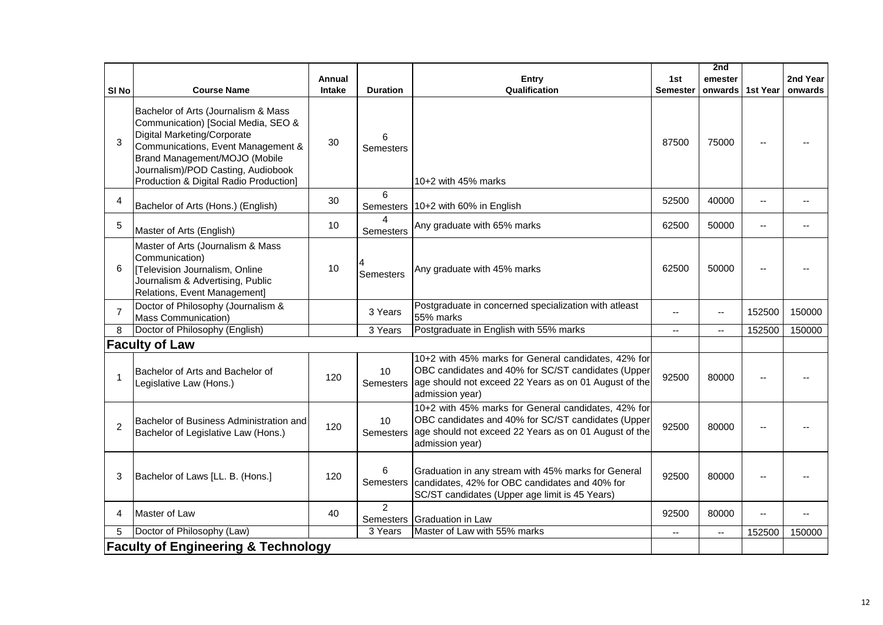| Sl No | Course Name | Annual Intake | Duration | Entry Qualification | 1st Semester | 2nd emester onwards | 1st Year | 2nd Year onwards |
|---|---|---|---|---|---|---|---|---|
| 3 | Bachelor of Arts (Journalism & Mass Communication) [Social Media, SEO & Digital Marketing/Corporate Communications, Event Management & Brand Management/MOJO (Mobile Journalism)/POD Casting, Audiobook Production & Digital Radio Production] | 30 | 6 Semesters | 10+2 with 45% marks | 87500 | 75000 | -- | -- |
| 4 | Bachelor of Arts (Hons.) (English) | 30 | 6 Semesters | 10+2 with 60% in English | 52500 | 40000 | -- | -- |
| 5 | Master of Arts (English) | 10 | 4 Semesters | Any graduate with 65% marks | 62500 | 50000 | -- | -- |
| 6 | Master of Arts (Journalism & Mass Communication) [Television Journalism, Online Journalism & Advertising, Public Relations, Event Management] | 10 | 4 Semesters | Any graduate with 45% marks | 62500 | 50000 | -- | -- |
| 7 | Doctor of Philosophy (Journalism & Mass Communication) | | 3 Years | Postgraduate in concerned specialization with atleast 55% marks | -- | -- | 152500 | 150000 |
| 8 | Doctor of Philosophy (English) | | 3 Years | Postgraduate in English with 55% marks | -- | -- | 152500 | 150000 |
| **Faculty of Law** | | | | | | | | |
| 1 | Bachelor of Arts and Bachelor of Legislative Law (Hons.) | 120 | 10 Semesters | 10+2 with 45% marks for General candidates, 42% for OBC candidates and 40% for SC/ST candidates (Upper age should not exceed 22 Years as on 01 August of the admission year) | 92500 | 80000 | -- | -- |
| 2 | Bachelor of Business Administration and Bachelor of Legislative Law (Hons.) | 120 | 10 Semesters | 10+2 with 45% marks for General candidates, 42% for OBC candidates and 40% for SC/ST candidates (Upper age should not exceed 22 Years as on 01 August of the admission year) | 92500 | 80000 | -- | -- |
| 3 | Bachelor of Laws [LL. B. (Hons.] | 120 | 6 Semesters | Graduation in any stream with 45% marks for General candidates, 42% for OBC candidates and 40% for SC/ST candidates (Upper age limit is 45 Years) | 92500 | 80000 | -- | -- |
| 4 | Master of Law | 40 | 2 Semesters | Graduation in Law | 92500 | 80000 | -- | -- |
| 5 | Doctor of Philosophy (Law) | | 3 Years | Master of Law with 55% marks | -- | -- | 152500 | 150000 |
| **Faculty of Engineering & Technology** | | | | | | | | |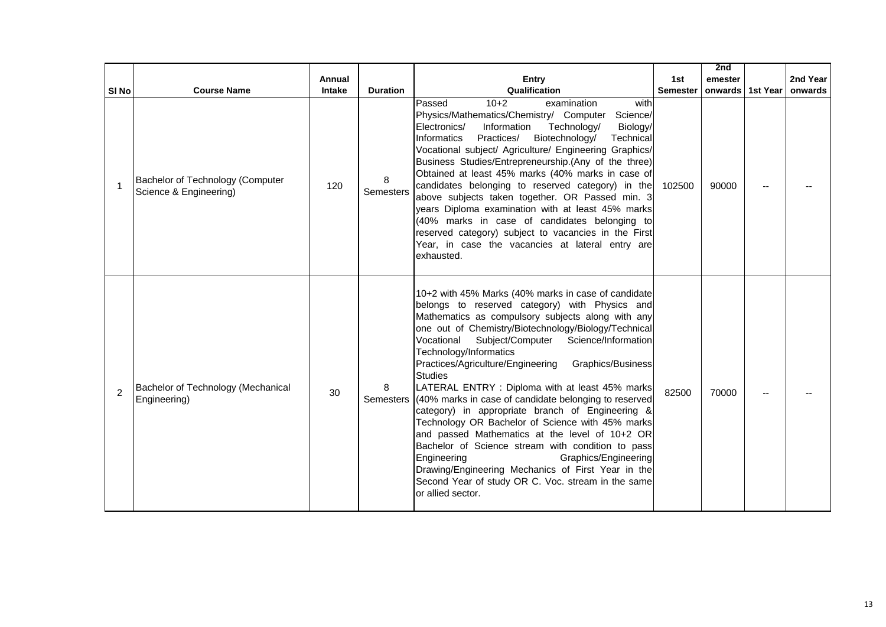| Sl No | Course Name | Annual Intake | Duration | Entry Qualification | 1st Semester | 2nd emester onwards | 1st Year | 2nd Year onwards |
|---|---|---|---|---|---|---|---|---|
| 1 | Bachelor of Technology (Computer Science & Engineering) | 120 | 8 Semesters | Passed 10+2 examination with Physics/Mathematics/Chemistry/ Computer Science/ Electronics/ Information Technology/ Biology/ Informatics Practices/ Biotechnology/ Technical Vocational subject/ Agriculture/ Engineering Graphics/ Business Studies/Entrepreneurship.(Any of the three) Obtained at least 45% marks (40% marks in case of candidates belonging to reserved category) in the above subjects taken together. OR Passed min. 3 years Diploma examination with at least 45% marks (40% marks in case of candidates belonging to reserved category) subject to vacancies in the First Year, in case the vacancies at lateral entry are exhausted. | 102500 | 90000 | -- | -- |
| 2 | Bachelor of Technology (Mechanical Engineering) | 30 | 8 Semesters | 10+2 with 45% Marks (40% marks in case of candidate belongs to reserved category) with Physics and Mathematics as compulsory subjects along with any one out of Chemistry/Biotechnology/Biology/Technical Vocational Subject/Computer Science/Information Technology/Informatics Practices/Agriculture/Engineering Graphics/Business Studies LATERAL ENTRY : Diploma with at least 45% marks (40% marks in case of candidate belonging to reserved category) in appropriate branch of Engineering & Technology OR Bachelor of Science with 45% marks and passed Mathematics at the level of 10+2 OR Bachelor of Science stream with condition to pass Engineering Graphics/Engineering Drawing/Engineering Mechanics of First Year in the Second Year of study OR C. Voc. stream in the same or allied sector. | 82500 | 70000 | -- | -- |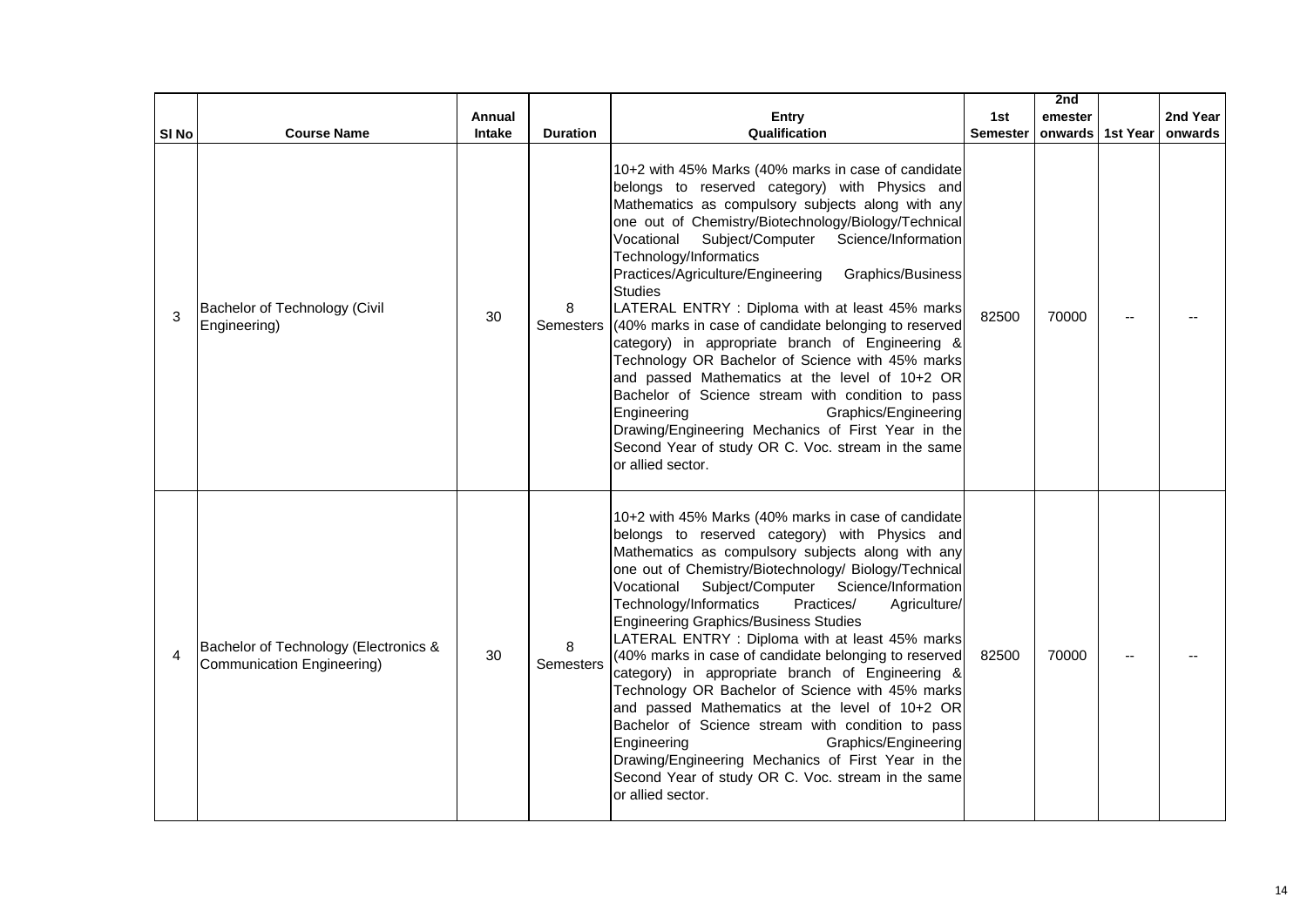| Sl No | Course Name | Annual Intake | Duration | Entry Qualification | 1st Semester | 2nd emester onwards | 1st Year | 2nd Year onwards |
|---|---|---|---|---|---|---|---|---|
| 3 | Bachelor of Technology (Civil Engineering) | 30 | 8 Semesters | 10+2 with 45% Marks (40% marks in case of candidate belongs to reserved category) with Physics and Mathematics as compulsory subjects along with any one out of Chemistry/Biotechnology/Biology/Technical Vocational Subject/Computer Science/Information Technology/Informatics Practices/Agriculture/Engineering Graphics/Business Studies<br>LATERAL ENTRY : Diploma with at least 45% marks (40% marks in case of candidate belonging to reserved category) in appropriate branch of Engineering & Technology OR Bachelor of Science with 45% marks and passed Mathematics at the level of 10+2 OR Bachelor of Science stream with condition to pass Engineering Graphics/Engineering Drawing/Engineering Mechanics of First Year in the Second Year of study OR C. Voc. stream in the same or allied sector. | 82500 | 70000 | -- | -- |
| 4 | Bachelor of Technology (Electronics & Communication Engineering) | 30 | 8 Semesters | 10+2 with 45% Marks (40% marks in case of candidate belongs to reserved category) with Physics and Mathematics as compulsory subjects along with any one out of Chemistry/Biotechnology/ Biology/Technical Vocational Subject/Computer Science/Information Technology/Informatics Practices/ Agriculture/ Engineering Graphics/Business Studies<br>LATERAL ENTRY : Diploma with at least 45% marks (40% marks in case of candidate belonging to reserved category) in appropriate branch of Engineering & Technology OR Bachelor of Science with 45% marks and passed Mathematics at the level of 10+2 OR Bachelor of Science stream with condition to pass Engineering Graphics/Engineering Drawing/Engineering Mechanics of First Year in the Second Year of study OR C. Voc. stream in the same or allied sector. | 82500 | 70000 | -- | -- |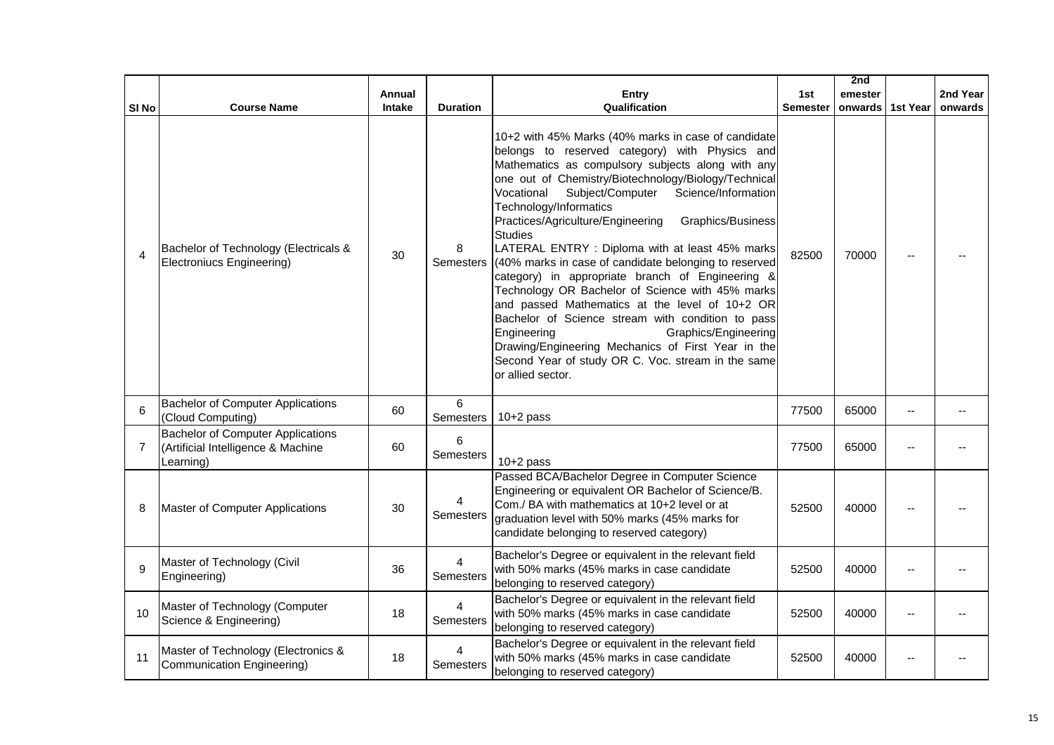| Sl No | Course Name | Annual Intake | Duration | Entry Qualification | 1st Semester | 2nd emester onwards | 1st Year | 2nd Year onwards |
|---|---|---|---|---|---|---|---|---|
| 4 | Bachelor of Technology (Electricals & Electroniucs Engineering) | 30 | 8 Semesters | 10+2 with 45% Marks (40% marks in case of candidate belongs to reserved category) with Physics and Mathematics as compulsory subjects along with any one out of Chemistry/Biotechnology/Biology/Technical Vocational Subject/Computer Science/Information Technology/Informatics Practices/Agriculture/Engineering Graphics/Business Studies<br>LATERAL ENTRY : Diploma with at least 45% marks (40% marks in case of candidate belonging to reserved category) in appropriate branch of Engineering & Technology OR Bachelor of Science with 45% marks and passed Mathematics at the level of 10+2 OR Bachelor of Science stream with condition to pass Engineering Graphics/Engineering Drawing/Engineering Mechanics of First Year in the Second Year of study OR C. Voc. stream in the same or allied sector. | 82500 | 70000 | -- | -- |
| 6 | Bachelor of Computer Applications (Cloud Computing) | 60 | 6 Semesters | 10+2 pass | 77500 | 65000 | -- | -- |
| 7 | Bachelor of Computer Applications (Artificial Intelligence & Machine Learning) | 60 | 6 Semesters | 10+2 pass | 77500 | 65000 | -- | -- |
| 8 | Master of Computer Applications | 30 | 4 Semesters | Passed BCA/Bachelor Degree in Computer Science Engineering or equivalent OR Bachelor of Science/B. Com./ BA with mathematics at 10+2 level or at graduation level with 50% marks (45% marks for candidate belonging to reserved category) | 52500 | 40000 | -- | -- |
| 9 | Master of Technology (Civil Engineering) | 36 | 4 Semesters | Bachelor's Degree or equivalent in the relevant field with 50% marks (45% marks in case candidate belonging to reserved category) | 52500 | 40000 | -- | -- |
| 10 | Master of Technology (Computer Science & Engineering) | 18 | 4 Semesters | Bachelor's Degree or equivalent in the relevant field with 50% marks (45% marks in case candidate belonging to reserved category) | 52500 | 40000 | -- | -- |
| 11 | Master of Technology (Electronics & Communication Engineering) | 18 | 4 Semesters | Bachelor's Degree or equivalent in the relevant field with 50% marks (45% marks in case candidate belonging to reserved category) | 52500 | 40000 | -- | -- |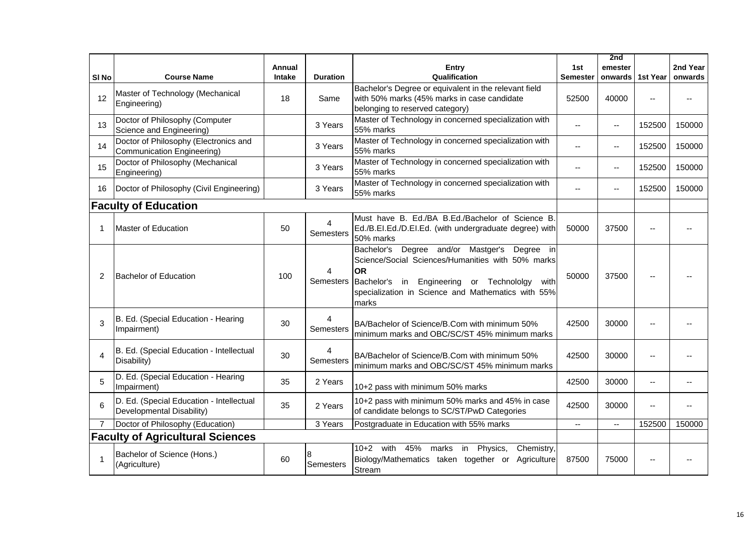| Sl No | Course Name | Annual Intake | Duration | Entry Qualification | 1st Semester | 2nd emester onwards | 1st Year | 2nd Year onwards |
|---|---|---|---|---|---|---|---|---|
| 12 | Master of Technology (Mechanical Engineering) | 18 | Same | Bachelor's Degree or equivalent in the relevant field with 50% marks (45% marks in case candidate belonging to reserved category) | 52500 | 40000 | -- | -- |
| 13 | Doctor of Philosophy (Computer Science and Engineering) | | 3 Years | Master of Technology in concerned specialization with 55% marks | -- | -- | 152500 | 150000 |
| 14 | Doctor of Philosophy (Electronics and Communication Engineering) | | 3 Years | Master of Technology in concerned specialization with 55% marks | -- | -- | 152500 | 150000 |
| 15 | Doctor of Philosophy (Mechanical Engineering) | | 3 Years | Master of Technology in concerned specialization with 55% marks | -- | -- | 152500 | 150000 |
| 16 | Doctor of Philosophy (Civil Engineering) | | 3 Years | Master of Technology in concerned specialization with 55% marks | -- | -- | 152500 | 150000 |
| **Faculty of Education** | | | | | | | | |
| 1 | Master of Education | 50 | 4 Semesters | Must have B. Ed./BA B.Ed./Bachelor of Science B. Ed./B.El.Ed./D.El.Ed. (with undergraduate degree) with 50% marks | 50000 | 37500 | -- | -- |
| 2 | Bachelor of Education | 100 | 4 Semesters | Bachelor's Degree and/or Mastger's Degree in Science/Social Sciences/Humanities with 50% marks **OR** Bachelor's in Engineering or Technololgy with specialization in Science and Mathematics with 55% marks | 50000 | 37500 | -- | -- |
| 3 | B. Ed. (Special Education - Hearing Impairment) | 30 | 4 Semesters | BA/Bachelor of Science/B.Com with minimum 50% minimum marks and OBC/SC/ST 45% minimum marks | 42500 | 30000 | -- | -- |
| 4 | B. Ed. (Special Education - Intellectual Disability) | 30 | 4 Semesters | BA/Bachelor of Science/B.Com with minimum 50% minimum marks and OBC/SC/ST 45% minimum marks | 42500 | 30000 | -- | -- |
| 5 | D. Ed. (Special Education - Hearing Impairment) | 35 | 2 Years | 10+2 pass with minimum 50% marks | 42500 | 30000 | -- | -- |
| 6 | D. Ed. (Special Education - Intellectual Developmental Disability) | 35 | 2 Years | 10+2 pass with minimum 50% marks and 45% in case of candidate belongs to SC/ST/PwD Categories | 42500 | 30000 | -- | -- |
| 7 | Doctor of Philosophy (Education) | | 3 Years | Postgraduate in Education with 55% marks | -- | -- | 152500 | 150000 |
| **Faculty of Agricultural Sciences** | | | | | | | | |
| 1 | Bachelor of Science (Hons.) (Agriculture) | 60 | 8 Semesters | 10+2 with 45% marks in Physics, Chemistry, Biology/Mathematics taken together or Agriculture Stream | 87500 | 75000 | -- | -- |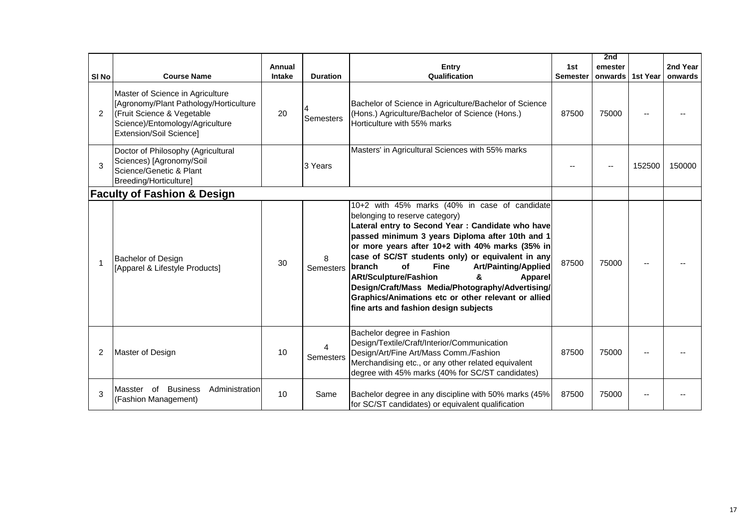| Sl No | Course Name | Annual Intake | Duration | Entry Qualification | 1st Semester | 2nd emester onwards | 1st Year | 2nd Year onwards |
|---|---|---|---|---|---|---|---|---|
| 2 | Master of Science in Agriculture [Agronomy/Plant Pathology/Horticulture (Fruit Science & Vegetable Science)/Entomology/Agriculture Extension/Soil Science] | 20 | 4 Semesters | Bachelor of Science in Agriculture/Bachelor of Science (Hons.) Agriculture/Bachelor of Science (Hons.) Horticulture with 55% marks | 87500 | 75000 | -- | -- |
| 3 | Doctor of Philosophy (Agricultural Sciences) [Agronomy/Soil Science/Genetic & Plant Breeding/Horticulture] | | 3 Years | Masters' in Agricultural Sciences with 55% marks | -- | -- | 152500 | 150000 |
| **Faculty of Fashion & Design** | | | | | | | | |
| 1 | Bachelor of Design [Apparel & Lifestyle Products] | 30 | 8 Semesters | 10+2 with 45% marks (40% in case of candidate belonging to reserve category) **Lateral entry to Second Year : Candidate who have passed minimum 3 years Diploma after 10th and 1 or more years after 10+2 with 40% marks (35% in case of SC/ST students only) or equivalent in any branch of Fine Art/Painting/Applied ARt/Sculpture/Fashion & Apparel Design/Craft/Mass Media/Photography/Advertising/ Graphics/Animations etc or other relevant or allied fine arts and fashion design subjects** | 87500 | 75000 | -- | -- |
| 2 | Master of Design | 10 | 4 Semesters | Bachelor degree in Fashion Design/Textile/Craft/Interior/Communication Design/Art/Fine Art/Mass Comm./Fashion Merchandising etc., or any other related equivalent degree with 45% marks (40% for SC/ST candidates) | 87500 | 75000 | -- | -- |
| 3 | Masster of Business Administration (Fashion Management) | 10 | Same | Bachelor degree in any discipline with 50% marks (45% for SC/ST candidates) or equivalent qualification | 87500 | 75000 | -- | -- |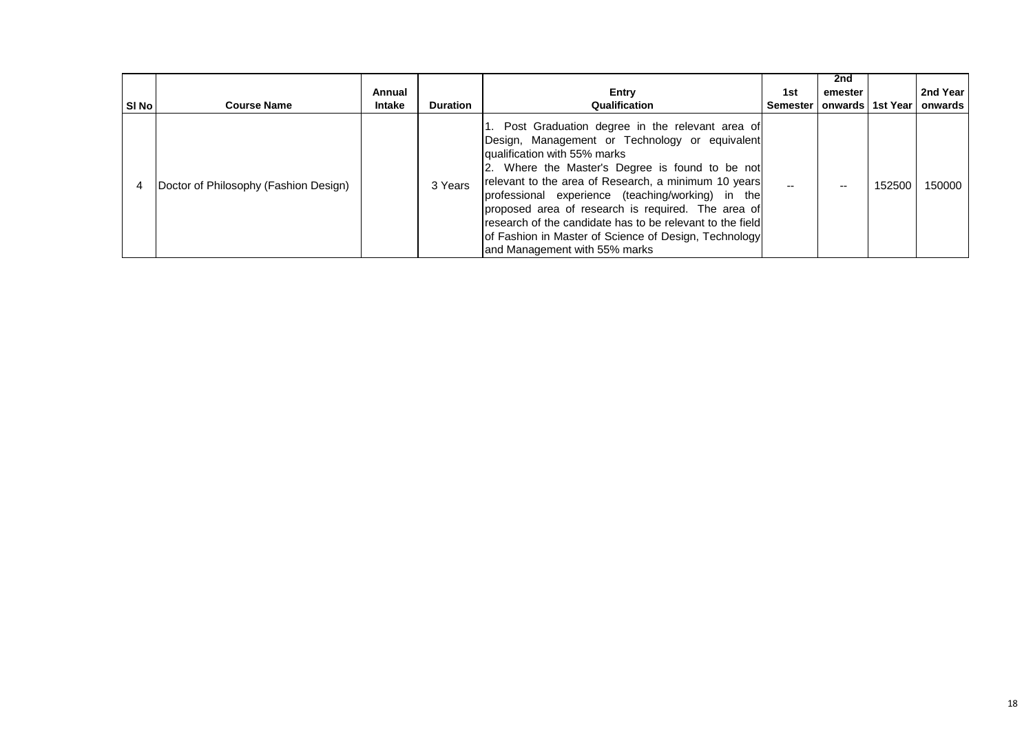| Sl No | Course Name | Annual Intake | Duration | Entry Qualification | 1st Semester | 2nd emester onwards | 1st Year | 2nd Year onwards |
|---|---|---|---|---|---|---|---|---|
| 4 | Doctor of Philosophy (Fashion Design) | | 3 Years | 1. Post Graduation degree in the relevant area of Design, Management or Technology or equivalent qualification with 55% marks<br>2. Where the Master's Degree is found to be not relevant to the area of Research, a minimum 10 years professional experience (teaching/working) in the proposed area of research is required. The area of research of the candidate has to be relevant to the field of Fashion in Master of Science of Design, Technology and Management with 55% marks | -- | -- | 152500 | 150000 |